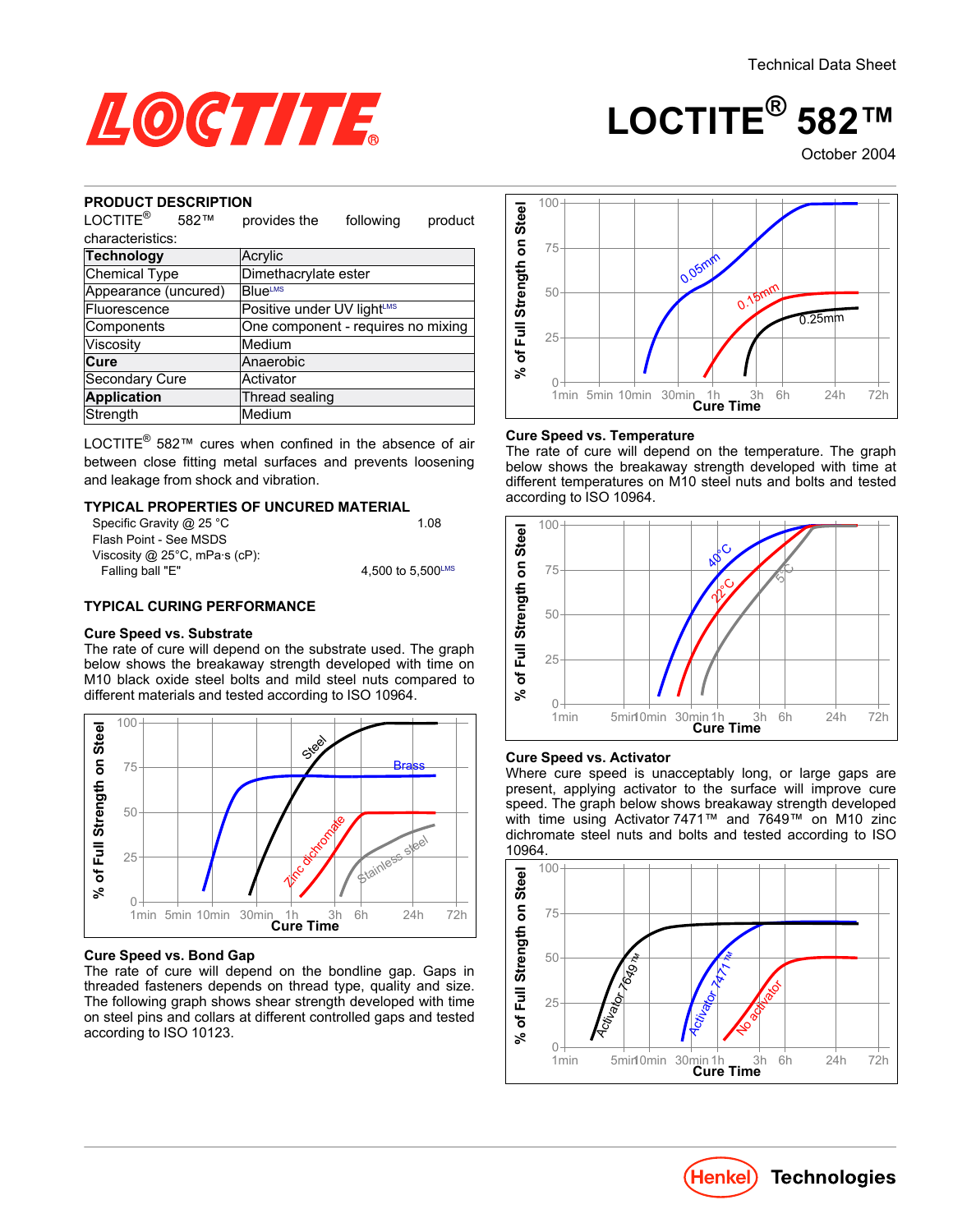Technical Data Sheet

# LOCTITE® 582™

October 2004

## PRODUCT DESCRIPTION

LOCTITE® 582™ provides the following product characteristics:

| | |
|---|---|
| **Technology** | Acrylic |
| Chemical Type | Dimethacrylate ester |
| Appearance (uncured) | Blue[LMS] |
| Fluorescence | Positive under UV light[LMS] |
| Components | One component - requires no mixing |
| Viscosity | Medium |
| **Cure** | Anaerobic |
| Secondary Cure | Activator |
| **Application** | Thread sealing |
| Strength | Medium |

LOCTITE® 582™ cures when confined in the absence of air between close fitting metal surfaces and prevents loosening and leakage from shock and vibration.

## TYPICAL PROPERTIES OF UNCURED MATERIAL

Specific Gravity @ 25 °C 1.08
Flash Point - See MSDS
Viscosity @ 25°C, mPa·s (cP):
Falling ball "E" 4,500 to 5,500[LMS]

## TYPICAL CURING PERFORMANCE

### Cure Speed vs. Substrate

The rate of cure will depend on the substrate used. The graph below shows the breakaway strength developed with time on M10 black oxide steel bolts and mild steel nuts compared to different materials and tested according to ISO 10964.

### Cure Speed vs. Bond Gap

The rate of cure will depend on the bondline gap. Gaps in threaded fasteners depends on thread type, quality and size. The following graph shows shear strength developed with time on steel pins and collars at different controlled gaps and tested according to ISO 10123.

### Cure Speed vs. Temperature

The rate of cure will depend on the temperature. The graph below shows the breakaway strength developed with time at different temperatures on M10 steel nuts and bolts and tested according to ISO 10964.

### Cure Speed vs. Activator

Where cure speed is unacceptably long, or large gaps are present, applying activator to the surface will improve cure speed. The graph below shows breakaway strength developed with time using Activator 7471™ and 7649™ on M10 zinc dichromate steel nuts and bolts and tested according to ISO 10964.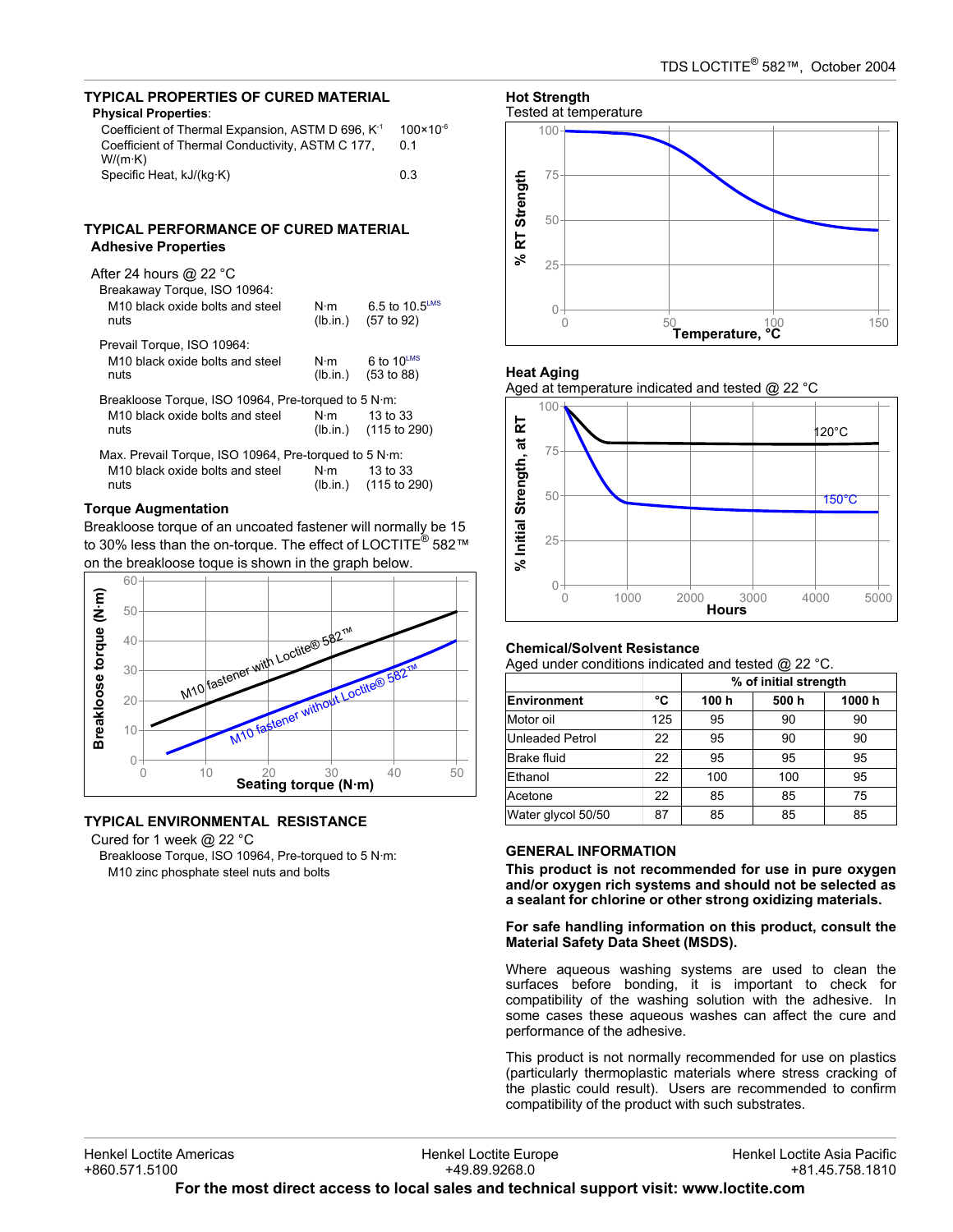## TYPICAL PROPERTIES OF CURED MATERIAL

**Physical Properties**:

| | |
|---|---|
| Coefficient of Thermal Expansion, ASTM D 696, $K^{-1}$ | $100\times10^{-6}$ |
| Coefficient of Thermal Conductivity, ASTM C 177, W/(m·K) | 0.1 |
| Specific Heat, kJ/(kg·K) | 0.3 |

## TYPICAL PERFORMANCE OF CURED MATERIAL

### Adhesive Properties

After 24 hours @ 22 °C

Breakaway Torque, ISO 10964:

| | | |
|---|---|---|
| M10 black oxide bolts and steel nuts | N·m (lb.in.) | 6.5 to 10.5[LMS] (57 to 92) |

Prevail Torque, ISO 10964:

| | | |
|---|---|---|
| M10 black oxide bolts and steel nuts | N·m (lb.in.) | 6 to 10[LMS] (53 to 88) |

Breakloose Torque, ISO 10964, Pre-torqued to 5 N·m:

| | | |
|---|---|---|
| M10 black oxide bolts and steel nuts | N·m (lb.in.) | 13 to 33 (115 to 290) |

Max. Prevail Torque, ISO 10964, Pre-torqued to 5 N·m:

| | | |
|---|---|---|
| M10 black oxide bolts and steel nuts | N·m (lb.in.) | 13 to 33 (115 to 290) |

### Torque Augmentation

Breakloose torque of an uncoated fastener will normally be 15 to 30% less than the on-torque. The effect of LOCTITE® 582™ on the breakloose toque is shown in the graph below.

## TYPICAL ENVIRONMENTAL RESISTANCE

Cured for 1 week @ 22 °C

Breakloose Torque, ISO 10964, Pre-torqued to 5 N·m:

M10 zinc phosphate steel nuts and bolts

### Hot Strength

Tested at temperature

### Heat Aging

Aged at temperature indicated and tested @ 22 °C

### Chemical/Solvent Resistance

Aged under conditions indicated and tested @ 22 °C.

| | | % of initial strength | | |
|---|---|---|---|---|
| **Environment** | **°C** | **100 h** | **500 h** | **1000 h** |
| Motor oil | 125 | 95 | 90 | 90 |
| Unleaded Petrol | 22 | 95 | 90 | 90 |
| Brake fluid | 22 | 95 | 95 | 95 |
| Ethanol | 22 | 100 | 100 | 95 |
| Acetone | 22 | 85 | 85 | 75 |
| Water glycol 50/50 | 87 | 85 | 85 | 85 |

## GENERAL INFORMATION

**This product is not recommended for use in pure oxygen and/or oxygen rich systems and should not be selected as a sealant for chlorine or other strong oxidizing materials.**

**For safe handling information on this product, consult the Material Safety Data Sheet (MSDS).**

Where aqueous washing systems are used to clean the surfaces before bonding, it is important to check for compatibility of the washing solution with the adhesive. In some cases these aqueous washes can affect the cure and performance of the adhesive.

This product is not normally recommended for use on plastics (particularly thermoplastic materials where stress cracking of the plastic could result). Users are recommended to confirm compatibility of the product with such substrates.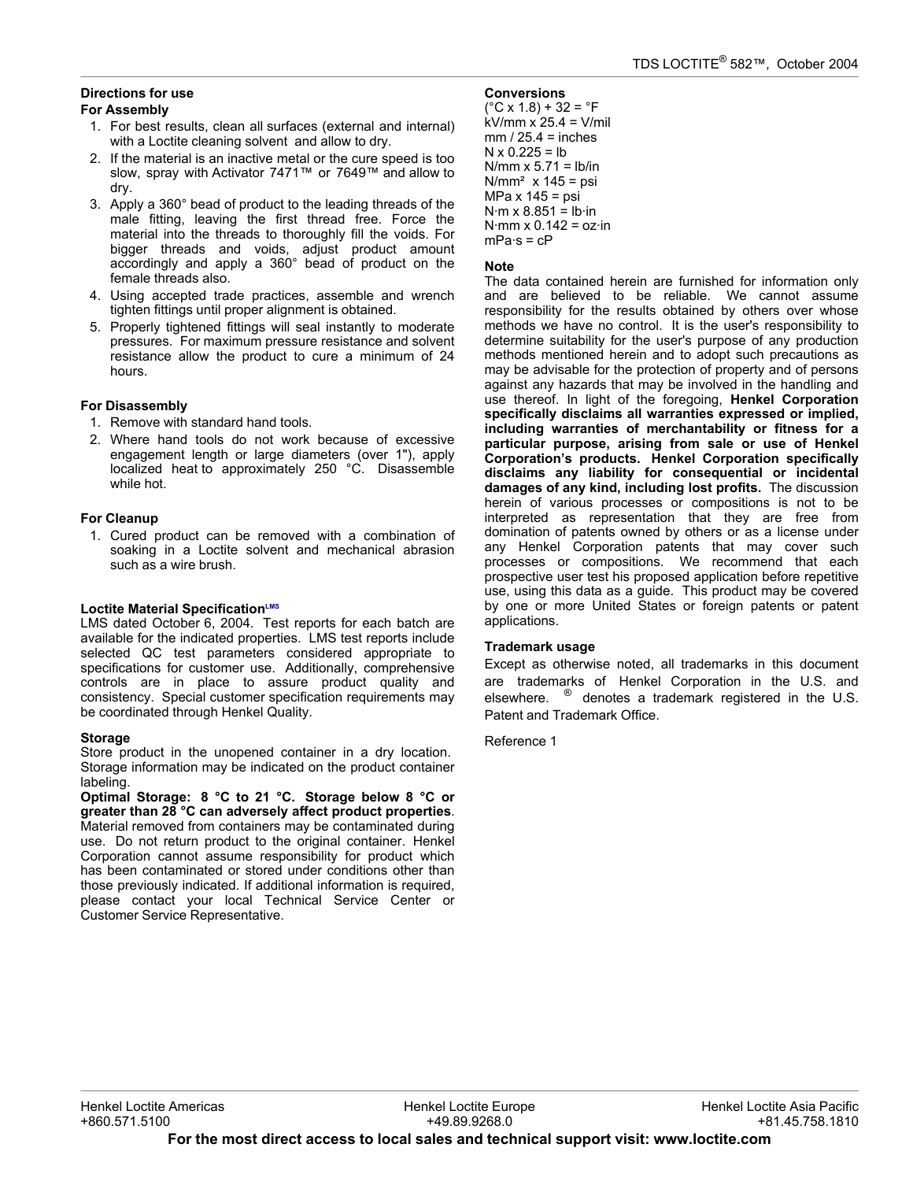### Directions for use

#### For Assembly

1. For best results, clean all surfaces (external and internal) with a Loctite cleaning solvent and allow to dry.
2. If the material is an inactive metal or the cure speed is too slow, spray with Activator 7471™ or 7649™ and allow to dry.
3. Apply a 360° bead of product to the leading threads of the male fitting, leaving the first thread free. Force the material into the threads to thoroughly fill the voids. For bigger threads and voids, adjust product amount accordingly and apply a 360° bead of product on the female threads also.
4. Using accepted trade practices, assemble and wrench tighten fittings until proper alignment is obtained.
5. Properly tightened fittings will seal instantly to moderate pressures. For maximum pressure resistance and solvent resistance allow the product to cure a minimum of 24 hours.

#### For Disassembly

1. Remove with standard hand tools.
2. Where hand tools do not work because of excessive engagement length or large diameters (over 1"), apply localized heat to approximately 250 °C. Disassemble while hot.

#### For Cleanup

1. Cured product can be removed with a combination of soaking in a Loctite solvent and mechanical abrasion such as a wire brush.

### Loctite Material Specification[LMS]

LMS dated October 6, 2004. Test reports for each batch are available for the indicated properties. LMS test reports include selected QC test parameters considered appropriate to specifications for customer use. Additionally, comprehensive controls are in place to assure product quality and consistency. Special customer specification requirements may be coordinated through Henkel Quality.

### Storage

Store product in the unopened container in a dry location. Storage information may be indicated on the product container labeling.

**Optimal Storage: 8 °C to 21 °C. Storage below 8 °C or greater than 28 °C can adversely affect product properties**. Material removed from containers may be contaminated during use. Do not return product to the original container. Henkel Corporation cannot assume responsibility for product which has been contaminated or stored under conditions other than those previously indicated. If additional information is required, please contact your local Technical Service Center or Customer Service Representative.

### Conversions

(°C x 1.8) + 32 = °F
kV/mm x 25.4 = V/mil
mm / 25.4 = inches
N x 0.225 = lb
N/mm x 5.71 = lb/in
N/mm² x 145 = psi
MPa x 145 = psi
N·m x 8.851 = lb·in
N·mm x 0.142 = oz·in
mPa·s = cP

### Note

The data contained herein are furnished for information only and are believed to be reliable. We cannot assume responsibility for the results obtained by others over whose methods we have no control. It is the user's responsibility to determine suitability for the user's purpose of any production methods mentioned herein and to adopt such precautions as may be advisable for the protection of property and of persons against any hazards that may be involved in the handling and use thereof. In light of the foregoing, **Henkel Corporation specifically disclaims all warranties expressed or implied, including warranties of merchantability or fitness for a particular purpose, arising from sale or use of Henkel Corporation's products. Henkel Corporation specifically disclaims any liability for consequential or incidental damages of any kind, including lost profits.** The discussion herein of various processes or compositions is not to be interpreted as representation that they are free from domination of patents owned by others or as a license under any Henkel Corporation patents that may cover such processes or compositions. We recommend that each prospective user test his proposed application before repetitive use, using this data as a guide. This product may be covered by one or more United States or foreign patents or patent applications.

### Trademark usage

Except as otherwise noted, all trademarks in this document are trademarks of Henkel Corporation in the U.S. and elsewhere. ® denotes a trademark registered in the U.S. Patent and Trademark Office.

Reference 1

Henkel Loctite Americas
+860.571.5100

Henkel Loctite Europe
+49.89.9268.0

Henkel Loctite Asia Pacific
+81.45.758.1810

**For the most direct access to local sales and technical support visit: www.loctite.com**